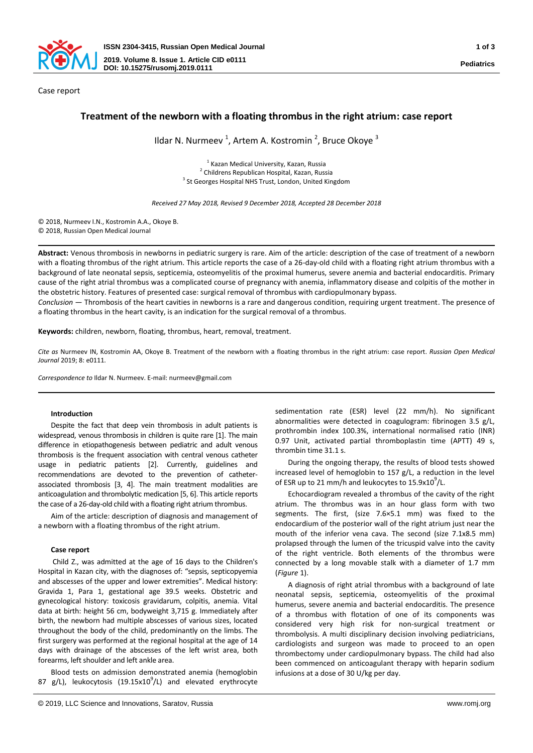Case report

# Treatment of the newborn with a floating thrombus in the right atrium: case report

Ildar N. Nurmeev [1], Artem A. Kostromin [2], Bruce Okoye [3]

[1] Kazan Medical University, Kazan, Russia
[2] Childrens Republican Hospital, Kazan, Russia
[3] St Georges Hospital NHS Trust, London, United Kingdom

*Received 27 May 2018, Revised 9 December 2018, Accepted 28 December 2018*

© 2018, Nurmeev I.N., Kostromin A.A., Okoye B.
© 2018, Russian Open Medical Journal

**Abstract:** Venous thrombosis in newborns in pediatric surgery is rare. Aim of the article: description of the case of treatment of a newborn with a floating thrombus of the right atrium. This article reports the case of a 26-day-old child with a floating right atrium thrombus with a background of late neonatal sepsis, septicemia, osteomyelitis of the proximal humerus, severe anemia and bacterial endocarditis. Primary cause of the right atrial thrombus was a complicated course of pregnancy with anemia, inflammatory disease and colpitis of the mother in the obstetric history. Features of presented case: surgical removal of thrombus with cardiopulmonary bypass.

*Conclusion* — Thrombosis of the heart cavities in newborns is a rare and dangerous condition, requiring urgent treatment. The presence of a floating thrombus in the heart cavity, is an indication for the surgical removal of a thrombus.

**Keywords:** children, newborn, floating, thrombus, heart, removal, treatment.

*Cite as* Nurmeev IN, Kostromin AA, Okoye B. Treatment of the newborn with a floating thrombus in the right atrium: case report. *Russian Open Medical Journal* 2019; 8: e0111.

*Correspondence to* Ildar N. Nurmeev. E-mail: nurmeev@gmail.com

## Introduction

Despite the fact that deep vein thrombosis in adult patients is widespread, venous thrombosis in children is quite rare [1]. The main difference in etiopathogenesis between pediatric and adult venous thrombosis is the frequent association with central venous catheter usage in pediatric patients [2]. Currently, guidelines and recommendations are devoted to the prevention of catheter-associated thrombosis [3, 4]. The main treatment modalities are anticoagulation and thrombolytic medication [5, 6]. This article reports the case of a 26-day-old child with a floating right atrium thrombus.

Aim of the article: description of diagnosis and management of a newborn with a floating thrombus of the right atrium.

## Case report

Child Z., was admitted at the age of 16 days to the Children's Hospital in Kazan city, with the diagnoses of: "sepsis, septicopyemia and abscesses of the upper and lower extremities". Medical history: Gravida 1, Para 1, gestational age 39.5 weeks. Obstetric and gynecological history: toxicosis gravidarum, colpitis, anemia. Vital data at birth: height 56 cm, bodyweight 3,715 g. Immediately after birth, the newborn had multiple abscesses of various sizes, located throughout the body of the child, predominantly on the limbs. The first surgery was performed at the regional hospital at the age of 14 days with drainage of the abscesses of the left wrist area, both forearms, left shoulder and left ankle area.

Blood tests on admission demonstrated anemia (hemoglobin 87 g/L), leukocytosis ($19.15 \times 10^9$/L) and elevated erythrocyte sedimentation rate (ESR) level (22 mm/h). No significant abnormalities were detected in coagulogram: fibrinogen 3.5 g/L, prothrombin index 100.3%, international normalised ratio (INR) 0.97 Unit, activated partial thromboplastin time (APTT) 49 s, thrombin time 31.1 s.

During the ongoing therapy, the results of blood tests showed increased level of hemoglobin to 157 g/L, a reduction in the level of ESR up to 21 mm/h and leukocytes to $15.9 \times 10^9$/L.

Echocardiogram revealed a thrombus of the cavity of the right atrium. The thrombus was in an hour glass form with two segments. The first, (size 7.6×5.1 mm) was fixed to the endocardium of the posterior wall of the right atrium just near the mouth of the inferior vena cava. The second (size 7.1x8.5 mm) prolapsed through the lumen of the tricuspid valve into the cavity of the right ventricle. Both elements of the thrombus were connected by a long movable stalk with a diameter of 1.7 mm (*Figure* 1).

A diagnosis of right atrial thrombus with a background of late neonatal sepsis, septicemia, osteomyelitis of the proximal humerus, severe anemia and bacterial endocarditis. The presence of a thrombus with flotation of one of its components was considered very high risk for non-surgical treatment or thrombolysis. A multi disciplinary decision involving pediatricians, cardiologists and surgeon was made to proceed to an open thrombectomy under cardiopulmonary bypass. The child had also been commenced on anticoagulant therapy with heparin sodium infusions at a dose of 30 U/kg per day.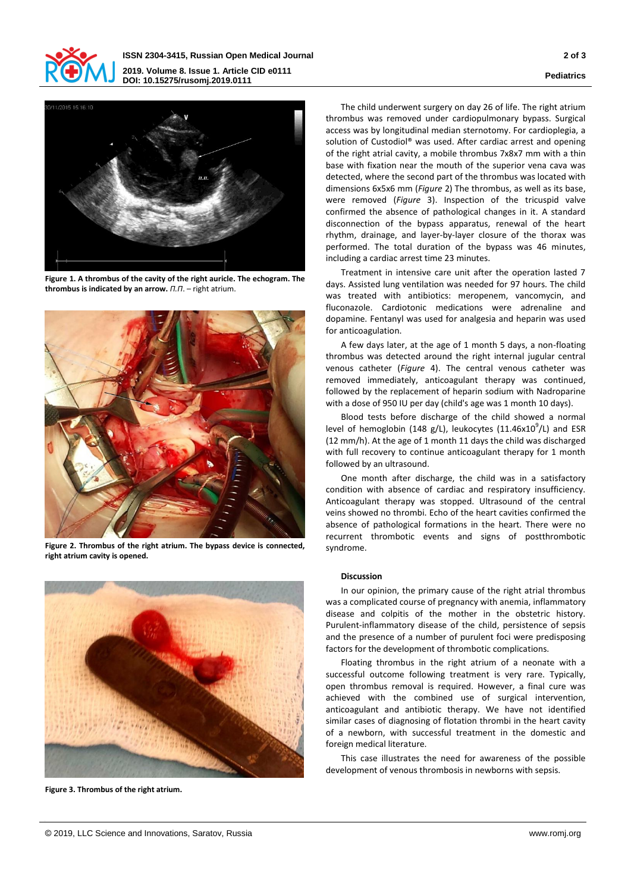Figure 1. **A thrombus of the cavity of the right auricle. The echogram. The thrombus is indicated by an arrow.** *П.П.* – right atrium.

**Figure 2. Thrombus of the right atrium. The bypass device is connected, right atrium cavity is opened.**

**Figure 3. Thrombus of the right atrium.**

The child underwent surgery on day 26 of life. The right atrium thrombus was removed under cardiopulmonary bypass. Surgical access was by longitudinal median sternotomy. For cardioplegia, a solution of Custodiol® was used. After cardiac arrest and opening of the right atrial cavity, a mobile thrombus 7x8x7 mm with a thin base with fixation near the mouth of the superior vena cava was detected, where the second part of the thrombus was located with dimensions 6x5x6 mm (*Figure* 2) The thrombus, as well as its base, were removed (*Figure* 3). Inspection of the tricuspid valve confirmed the absence of pathological changes in it. A standard disconnection of the bypass apparatus, renewal of the heart rhythm, drainage, and layer-by-layer closure of the thorax was performed. The total duration of the bypass was 46 minutes, including a cardiac arrest time 23 minutes.

Treatment in intensive care unit after the operation lasted 7 days. Assisted lung ventilation was needed for 97 hours. The child was treated with antibiotics: meropenem, vancomycin, and fluconazole. Cardiotonic medications were adrenaline and dopamine. Fentanyl was used for analgesia and heparin was used for anticoagulation.

A few days later, at the age of 1 month 5 days, a non-floating thrombus was detected around the right internal jugular central venous catheter (*Figure* 4). The central venous catheter was removed immediately, anticoagulant therapy was continued, followed by the replacement of heparin sodium with Nadroparine with a dose of 950 IU per day (child's age was 1 month 10 days).

Blood tests before discharge of the child showed a normal level of hemoglobin (148 g/L), leukocytes ($11.46x10^9$/L) and ESR (12 mm/h). At the age of 1 month 11 days the child was discharged with full recovery to continue anticoagulant therapy for 1 month followed by an ultrasound.

One month after discharge, the child was in a satisfactory condition with absence of cardiac and respiratory insufficiency. Anticoagulant therapy was stopped. Ultrasound of the central veins showed no thrombi. Echo of the heart cavities confirmed the absence of pathological formations in the heart. There were no recurrent thrombotic events and signs of postthrombotic syndrome.

## Discussion

In our opinion, the primary cause of the right atrial thrombus was a complicated course of pregnancy with anemia, inflammatory disease and colpitis of the mother in the obstetric history. Purulent-inflammatory disease of the child, persistence of sepsis and the presence of a number of purulent foci were predisposing factors for the development of thrombotic complications.

Floating thrombus in the right atrium of a neonate with a successful outcome following treatment is very rare. Typically, open thrombus removal is required. However, a final cure was achieved with the combined use of surgical intervention, anticoagulant and antibiotic therapy. We have not identified similar cases of diagnosing of flotation thrombi in the heart cavity of a newborn, with successful treatment in the domestic and foreign medical literature.

This case illustrates the need for awareness of the possible development of venous thrombosis in newborns with sepsis.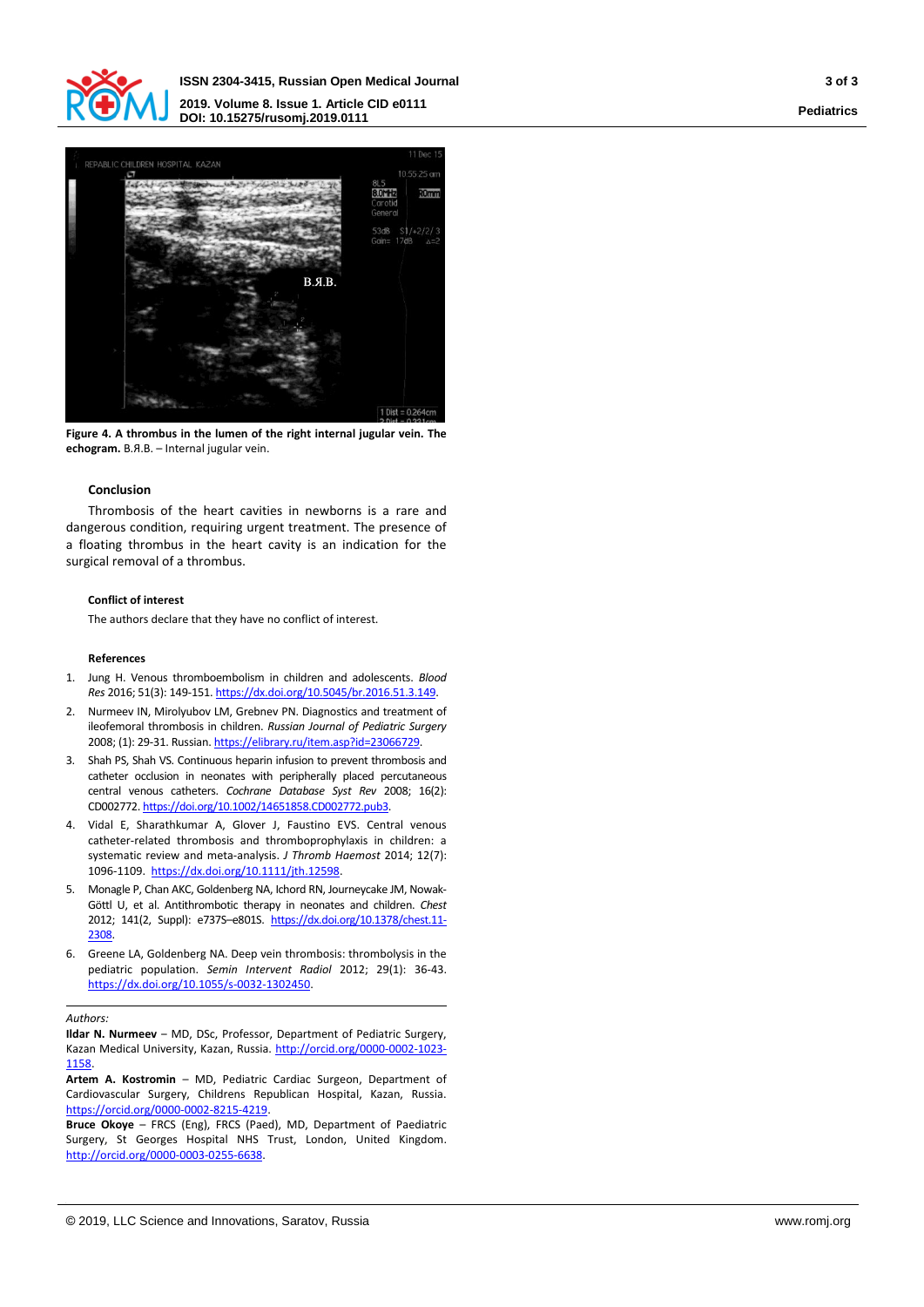**Figure 4. A thrombus in the lumen of the right internal jugular vein. The echogram.** В.Я.В. – Internal jugular vein.

### Conclusion

Thrombosis of the heart cavities in newborns is a rare and dangerous condition, requiring urgent treatment. The presence of a floating thrombus in the heart cavity is an indication for the surgical removal of a thrombus.

### Conflict of interest

The authors declare that they have no conflict of interest.

### References

1. Jung H. Venous thromboembolism in children and adolescents. *Blood Res* 2016; 51(3): 149-151. https://dx.doi.org/10.5045/br.2016.51.3.149.
2. Nurmeev IN, Mirolyubov LM, Grebnev PN. Diagnostics and treatment of ileofemoral thrombosis in children. *Russian Journal of Pediatric Surgery* 2008; (1): 29-31. Russian. https://elibrary.ru/item.asp?id=23066729.
3. Shah PS, Shah VS. Continuous heparin infusion to prevent thrombosis and catheter occlusion in neonates with peripherally placed percutaneous central venous catheters. *Cochrane Database Syst Rev* 2008; 16(2): CD002772. https://doi.org/10.1002/14651858.CD002772.pub3.
4. Vidal E, Sharathkumar A, Glover J, Faustino EVS. Central venous catheter-related thrombosis and thromboprophylaxis in children: a systematic review and meta-analysis. *J Thromb Haemost* 2014; 12(7): 1096-1109. https://dx.doi.org/10.1111/jth.12598.
5. Monagle P, Chan AKC, Goldenberg NA, Ichord RN, Journeycake JM, Nowak-Göttl U, et al. Antithrombotic therapy in neonates and children. *Chest* 2012; 141(2, Suppl): e737S–e801S. https://dx.doi.org/10.1378/chest.11-2308.
6. Greene LA, Goldenberg NA. Deep vein thrombosis: thrombolysis in the pediatric population. *Semin Intervent Radiol* 2012; 29(1): 36-43. https://dx.doi.org/10.1055/s-0032-1302450.

*Authors:*

**Ildar N. Nurmeev** – MD, DSc, Professor, Department of Pediatric Surgery, Kazan Medical University, Kazan, Russia. http://orcid.org/0000-0002-1023-1158.

**Artem A. Kostromin** – MD, Pediatric Cardiac Surgeon, Department of Cardiovascular Surgery, Childrens Republican Hospital, Kazan, Russia. https://orcid.org/0000-0002-8215-4219.

**Bruce Okoye** – FRCS (Eng), FRCS (Paed), MD, Department of Paediatric Surgery, St Georges Hospital NHS Trust, London, United Kingdom. http://orcid.org/0000-0003-0255-6638.